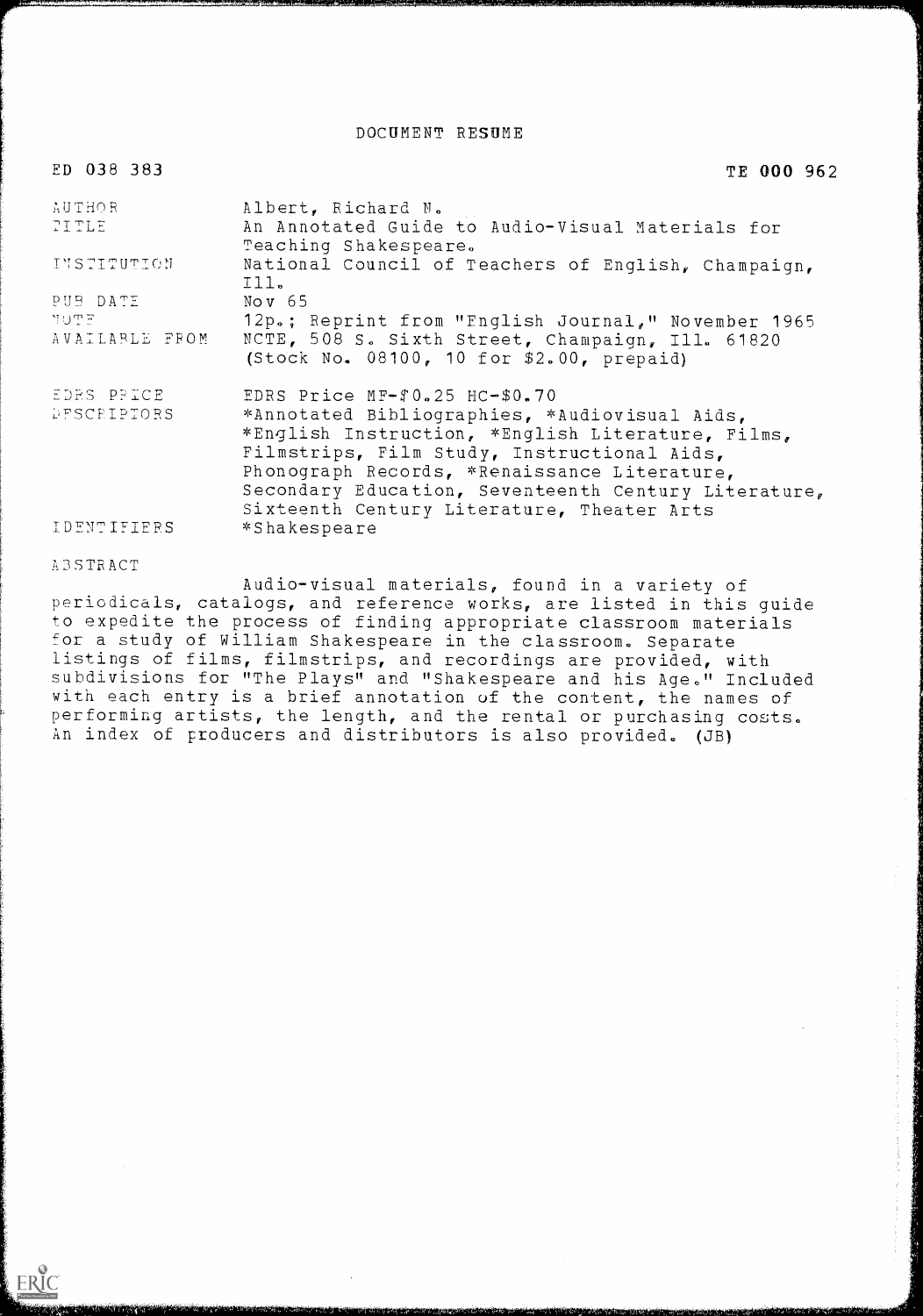# DOCUMENT RESUME

ED 038 383 TE 000 962

| | |
|---|---|
| AUTHOR | Albert, Richard N. |
| TITLE | An Annotated Guide to Audio-Visual Materials for Teaching Shakespeare. |
| INSTITUTION | National Council of Teachers of English, Champaign, Ill. |
| PUB DATE | Nov 65 |
| NOTE | 12p.; Reprint from "English Journal," November 1965 |
| AVAILABLE FROM | NCTE, 508 S. Sixth Street, Champaign, Ill. 61820 (Stock No. 08100, 10 for $2.00, prepaid) |
| EDRS PRICE | EDRS Price MF-$0.25 HC-$0.70 |
| DESCRIPTORS | *Annotated Bibliographies, *Audiovisual Aids, *English Instruction, *English Literature, Films, Filmstrips, Film Study, Instructional Aids, Phonograph Records, *Renaissance Literature, Secondary Education, Seventeenth Century Literature, Sixteenth Century Literature, Theater Arts |
| IDENTIFIERS | *Shakespeare |

ABSTRACT

Audio-visual materials, found in a variety of periodicals, catalogs, and reference works, are listed in this guide to expedite the process of finding appropriate classroom materials for a study of William Shakespeare in the classroom. Separate listings of films, filmstrips, and recordings are provided, with subdivisions for "The Plays" and "Shakespeare and his Age." Included with each entry is a brief annotation of the content, the names of performing artists, the length, and the rental or purchasing costs. An index of producers and distributors is also provided. (JB)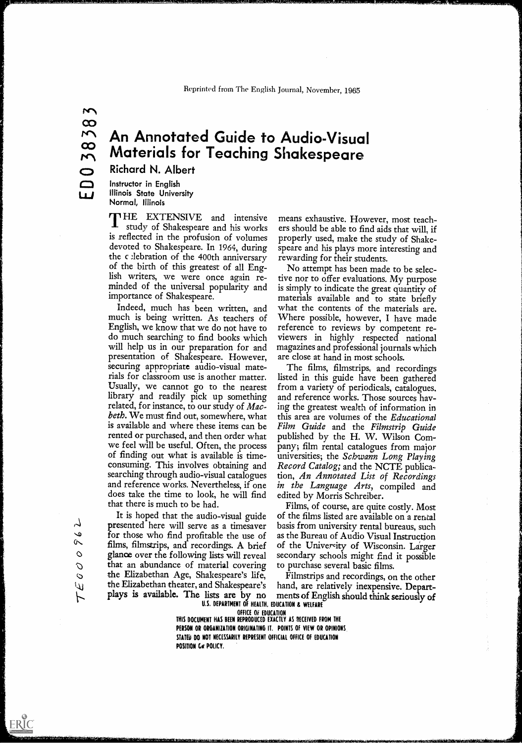Reprinted from The English Journal, November, 1965

ED 038383

# An Annotated Guide to Audio-Visual Materials for Teaching Shakespeare

**Richard N. Albert**

Instructor in English
Illinois State University
Normal, Illinois

THE EXTENSIVE and intensive study of Shakespeare and his works is reflected in the profusion of volumes devoted to Shakespeare. In 1964, during the celebration of the 400th anniversary of the birth of this greatest of all English writers, we were once again reminded of the universal popularity and importance of Shakespeare.

Indeed, much has been written, and much is being written. As teachers of English, we know that we do not have to do much searching to find books which will help us in our preparation for and presentation of Shakespeare. However, securing appropriate audio-visual materials for classroom use is another matter. Usually, we cannot go to the nearest library and readily pick up something related, for instance, to our study of *Macbeth*. We must find out, somewhere, what is available and where these items can be rented or purchased, and then order what we feel will be useful. Often, the process of finding out what is available is time-consuming. This involves obtaining and searching through audio-visual catalogues and reference works. Nevertheless, if one does take the time to look, he will find that there is much to be had.

It is hoped that the audio-visual guide presented here will serve as a timesaver for those who find profitable the use of films, filmstrips, and recordings. A brief glance over the following lists will reveal that an abundance of material covering the Elizabethan Age, Shakespeare's life, the Elizabethan theater, and Shakespeare's plays is available. The lists are by no means exhaustive. However, most teachers should be able to find aids that will, if properly used, make the study of Shakespeare and his plays more interesting and rewarding for their students.

No attempt has been made to be selective nor to offer evaluations. My purpose is simply to indicate the great quantity of materials available and to state briefly what the contents of the materials are. Where possible, however, I have made reference to reviews by competent reviewers in highly respected national magazines and professional journals which are close at hand in most schools.

The films, filmstrips, and recordings listed in this guide have been gathered from a variety of periodicals, catalogues, and reference works. Those sources having the greatest wealth of information in this area are volumes of the *Educational Film Guide* and the *Filmstrip Guide* published by the H. W. Wilson Company; film rental catalogues from major universities; the *Schwann Long Playing Record Catalog;* and the NCTE publication, *An Annotated List of Recordings in the Language Arts*, compiled and edited by Morris Schreiber.

Films, of course, are quite costly. Most of the films listed are available on a rental basis from university rental bureaus, such as the Bureau of Audio Visual Instruction of the University of Wisconsin. Larger secondary schools might find it possible to purchase several basic films.

Filmstrips and recordings, on the other hand, are relatively inexpensive. Departments of English should think seriously of

TE 000 962

U.S. DEPARTMENT OF HEALTH, EDUCATION & WELFARE
OFFICE OF EDUCATION
THIS DOCUMENT HAS BEEN REPRODUCED EXACTLY AS RECEIVED FROM THE PERSON OR ORGANIZATION ORIGINATING IT. POINTS OF VIEW OR OPINIONS STATED DO NOT NECESSARILY REPRESENT OFFICIAL OFFICE OF EDUCATION POSITION OR POLICY.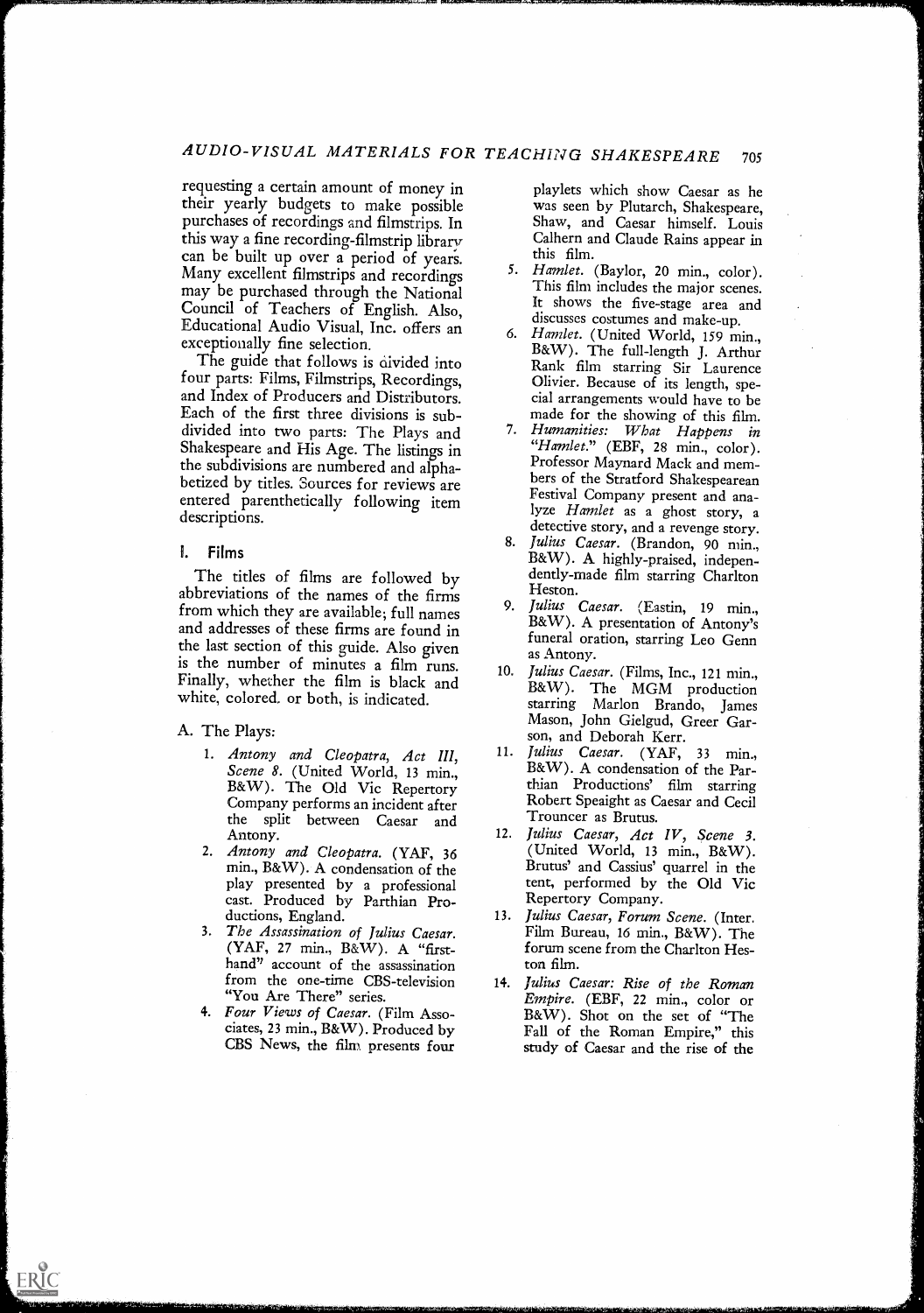requesting a certain amount of money in their yearly budgets to make possible purchases of recordings and filmstrips. In this way a fine recording-filmstrip library can be built up over a period of years. Many excellent filmstrips and recordings may be purchased through the National Council of Teachers of English. Also, Educational Audio Visual, Inc. offers an exceptionally fine selection.

The guide that follows is divided into four parts: Films, Filmstrips, Recordings, and Index of Producers and Distributors. Each of the first three divisions is subdivided into two parts: The Plays and Shakespeare and His Age. The listings in the subdivisions are numbered and alphabetized by titles. Sources for reviews are entered parenthetically following item descriptions.

## I. Films

The titles of films are followed by abbreviations of the names of the firms from which they are available; full names and addresses of these firms are found in the last section of this guide. Also given is the number of minutes a film runs. Finally, whether the film is black and white, colored, or both, is indicated.

A. The Plays:

1. *Antony and Cleopatra, Act III, Scene 8*. (United World, 13 min., B&W). The Old Vic Repertory Company performs an incident after the split between Caesar and Antony.
2. *Antony and Cleopatra*. (YAF, 36 min., B&W). A condensation of the play presented by a professional cast. Produced by Parthian Productions, England.
3. *The Assassination of Julius Caesar*. (YAF, 27 min., B&W). A "first-hand" account of the assassination from the one-time CBS-television "You Are There" series.
4. *Four Views of Caesar*. (Film Associates, 23 min., B&W). Produced by CBS News, the film presents four playlets which show Caesar as he was seen by Plutarch, Shakespeare, Shaw, and Caesar himself. Louis Calhern and Claude Rains appear in this film.
5. *Hamlet*. (Baylor, 20 min., color). This film includes the major scenes. It shows the five-stage area and discusses costumes and make-up.
6. *Hamlet*. (United World, 159 min., B&W). The full-length J. Arthur Rank film starring Sir Laurence Olivier. Because of its length, special arrangements would have to be made for the showing of this film.
7. *Humanities: What Happens in "Hamlet."* (EBF, 28 min., color). Professor Maynard Mack and members of the Stratford Shakespearean Festival Company present and analyze *Hamlet* as a ghost story, a detective story, and a revenge story.
8. *Julius Caesar*. (Brandon, 90 min., B&W). A highly-praised, independently-made film starring Charlton Heston.
9. *Julius Caesar*. (Eastin, 19 min., B&W). A presentation of Antony's funeral oration, starring Leo Genn as Antony.
10. *Julius Caesar*. (Films, Inc., 121 min., B&W). The MGM production starring Marlon Brando, James Mason, John Gielgud, Greer Garson, and Deborah Kerr.
11. *Julius Caesar*. (YAF, 33 min., B&W). A condensation of the Parthian Productions' film starring Robert Speaight as Caesar and Cecil Trouncer as Brutus.
12. *Julius Caesar, Act IV, Scene 3*. (United World, 13 min., B&W). Brutus' and Cassius' quarrel in the tent, performed by the Old Vic Repertory Company.
13. *Julius Caesar, Forum Scene*. (Inter. Film Bureau, 16 min., B&W). The forum scene from the Charlton Heston film.
14. *Julius Caesar: Rise of the Roman Empire*. (EBF, 22 min., color or B&W). Shot on the set of "The Fall of the Roman Empire," this study of Caesar and the rise of the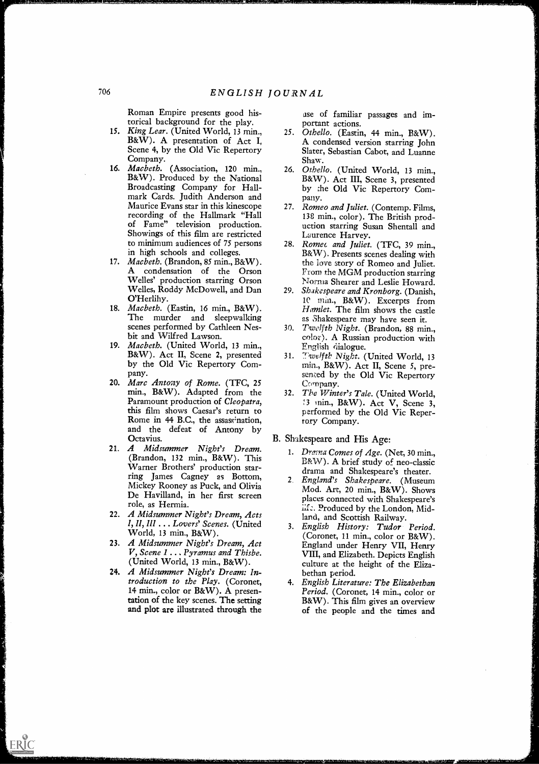Roman Empire presents good historical background for the play.

15. *King Lear*. (United World, 13 min., B&W). A presentation of Act I, Scene 4, by the Old Vic Repertory Company.
16. *Macbeth*. (Association, 120 min., B&W). Produced by the National Broadcasting Company for Hallmark Cards. Judith Anderson and Maurice Evans star in this kinescope recording of the Hallmark "Hall of Fame" television production. Showings of this film are restricted to minimum audiences of 75 persons in high schools and colleges.
17. *Macbeth*. (Brandon, 85 min., B&W). A condensation of the Orson Welles' production starring Orson Welles, Roddy McDowell, and Dan O'Herlihy.
18. *Macbeth*. (Eastin, 16 min., B&W). The murder and sleepwalking scenes performed by Cathleen Nesbit and Wilfred Lawson.
19. *Macbeth*. (United World, 13 min., B&W). Act II, Scene 2, presented by the Old Vic Repertory Company.
20. *Marc Antony of Rome*. (TFC, 25 min., B&W). Adapted from the Paramount production of *Cleopatra*, this film shows Caesar's return to Rome in 44 B.C., the assassination, and the defeat of Antony by Octavius.
21. *A Midsummer Night's Dream*. (Brandon, 132 min., B&W). This Warner Brothers' production starring James Cagney as Bottom, Mickey Rooney as Puck, and Olivia De Havilland, in her first screen role, as Hermia.
22. *A Midsummer Night's Dream, Acts I, II, III . . . Lovers' Scenes*. (United World, 13 min., B&W).
23. *A Midsummer Night's Dream, Act V, Scene 1 . . . Pyramus and Thisbe*. (United World, 13 min., B&W).
24. *A Midsummer Night's Dream: Introduction to the Play*. (Coronet, 14 min., color or B&W). A presentation of the key scenes. The setting and plot are illustrated through the use of familiar passages and important actions.
25. *Othello*. (Eastin, 44 min., B&W). A condensed version starring John Slater, Sebastian Cabot, and Luanne Shaw.
26. *Othello*. (United World, 13 min., B&W). Act III, Scene 3, presented by the Old Vic Repertory Company.
27. *Romeo and Juliet*. (Contemp. Films, 138 min., color). The British production starring Susan Shentall and Laurence Harvey.
28. *Romeo and Juliet*. (TFC, 39 min., B&W). Presents scenes dealing with the love story of Romeo and Juliet. From the MGM production starring Norma Shearer and Leslie Howard.
29. *Shakespeare and Kronborg*. (Danish, 10 min., B&W). Excerpts from *Hamlet*. The film shows the castle as Shakespeare may have seen it.
30. *Twelfth Night*. (Brandon, 88 min., color). A Russian production with English dialogue.
31. *Twelfth Night*. (United World, 13 min., B&W). Act II, Scene 5, presented by the Old Vic Repertory Company.
32. *The Winter's Tale*. (United World, 13 min., B&W). Act V, Scene 3, performed by the Old Vic Repertory Company.

B. Shakespeare and His Age:

1. *Drama Comes of Age*. (Net, 30 min., B&W). A brief study of neo-classic drama and Shakespeare's theater.
2. *England's Shakespeare*. (Museum Mod. Art, 20 min., B&W). Shows places connected with Shakespeare's life. Produced by the London, Midland, and Scottish Railway.
3. *English History: Tudor Period*. (Coronet, 11 min., color or B&W). England under Henry VII, Henry VIII, and Elizabeth. Depicts English culture at the height of the Elizabethan period.
4. *English Literature: The Elizabethan Period*. (Coronet, 14 min., color or B&W). This film gives an overview of the people and the times and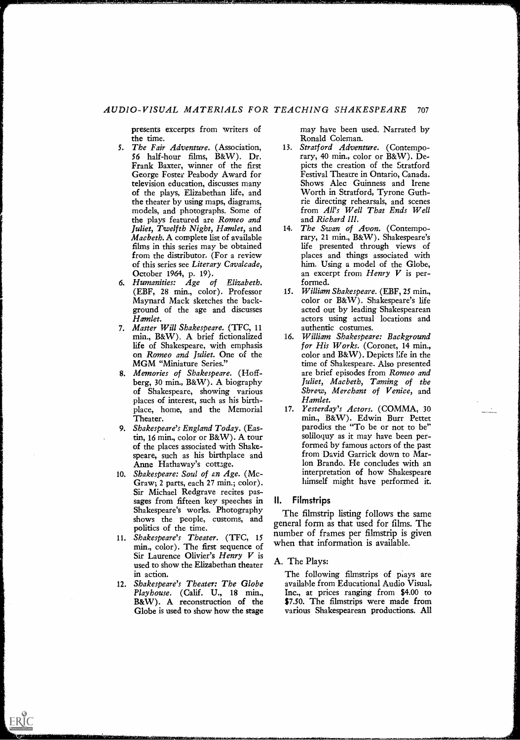presents excerpts from writers of the time.

5. *The Fair Adventure.* (Association, 56 half-hour films, B&W). Dr. Frank Baxter, winner of the first George Foster Peabody Award for television education, discusses many of the plays, Elizabethan life, and the theater by using maps, diagrams, models, and photographs. Some of the plays featured are *Romeo and Juliet, Twelfth Night, Hamlet,* and *Macbeth.* A complete list of available films in this series may be obtained from the distributor. (For a review of this series see *Literary Cavalcade,* October 1964, p. 19).
6. *Humanities: Age of Elizabeth.* (EBF, 28 min., color). Professor Maynard Mack sketches the background of the age and discusses *Hamlet.*
7. *Master Will Shakespeare.* (TFC, 11 min., B&W). A brief fictionalized life of Shakespeare, with emphasis on *Romeo and Juliet.* One of the MGM "Miniature Series."
8. *Memories of Shakespeare.* (Hoffberg, 30 min., B&W). A biography of Shakespeare, showing various places of interest, such as his birthplace, home, and the Memorial Theater.
9. *Shakespeare's England Today.* (Eastin, 16 min., color or B&W). A tour of the places associated with Shakespeare, such as his birthplace and Anne Hathaway's cottage.
10. *Shakespeare: Soul of an Age.* (McGraw; 2 parts, each 27 min.; color). Sir Michael Redgrave recites passages from fifteen key speeches in Shakespeare's works. Photography shows the people, customs, and politics of the time.
11. *Shakespeare's Theater.* (TFC, 15 min., color). The first sequence of Sir Laurence Olivier's *Henry V* is used to show the Elizabethan theater in action.
12. *Shakespeare's Theater: The Globe Playhouse.* (Calif. U., 18 min., B&W). A reconstruction of the Globe is used to show how the stage may have been used. Narrated by Ronald Coleman.
13. *Stratford Adventure.* (Contemporary, 40 min., color or B&W). Depicts the creation of the Stratford Festival Theatre in Ontario, Canada. Shows Alec Guinness and Irene Worth in Stratford, Tyrone Guthrie directing rehearsals, and scenes from *All's Well That Ends Well* and *Richard III.*
14. *The Swan of Avon.* (Contemporary, 21 min., B&W). Shakespeare's life presented through views of places and things associated with him. Using a model of the Globe, an excerpt from *Henry V* is performed.
15. *William Shakespeare.* (EBF, 25 min., color or B&W). Shakespeare's life acted out by leading Shakespearean actors using actual locations and authentic costumes.
16. *William Shakespeare: Background for His Works.* (Coronet, 14 min., color and B&W). Depicts life in the time of Shakespeare. Also presented are brief episodes from *Romeo and Juliet, Macbeth, Taming of the Shrew, Merchant of Venice,* and *Hamlet.*
17. *Yesterday's Actors.* (COMMA, 30 min., B&W). Edwin Burr Pettet parodies the "To be or not to be" soliloquy as it may have been performed by famous actors of the past from David Garrick down to Marlon Brando. He concludes with an interpretation of how Shakespeare himself might have performed it.

## II. Filmstrips

The filmstrip listing follows the same general form as that used for films. The number of frames per filmstrip is given when that information is available.

### A. The Plays:

The following filmstrips of plays are available from Educational Audio Visual, Inc., at prices ranging from $4.00 to $7.50. The filmstrips were made from various Shakespearean productions. All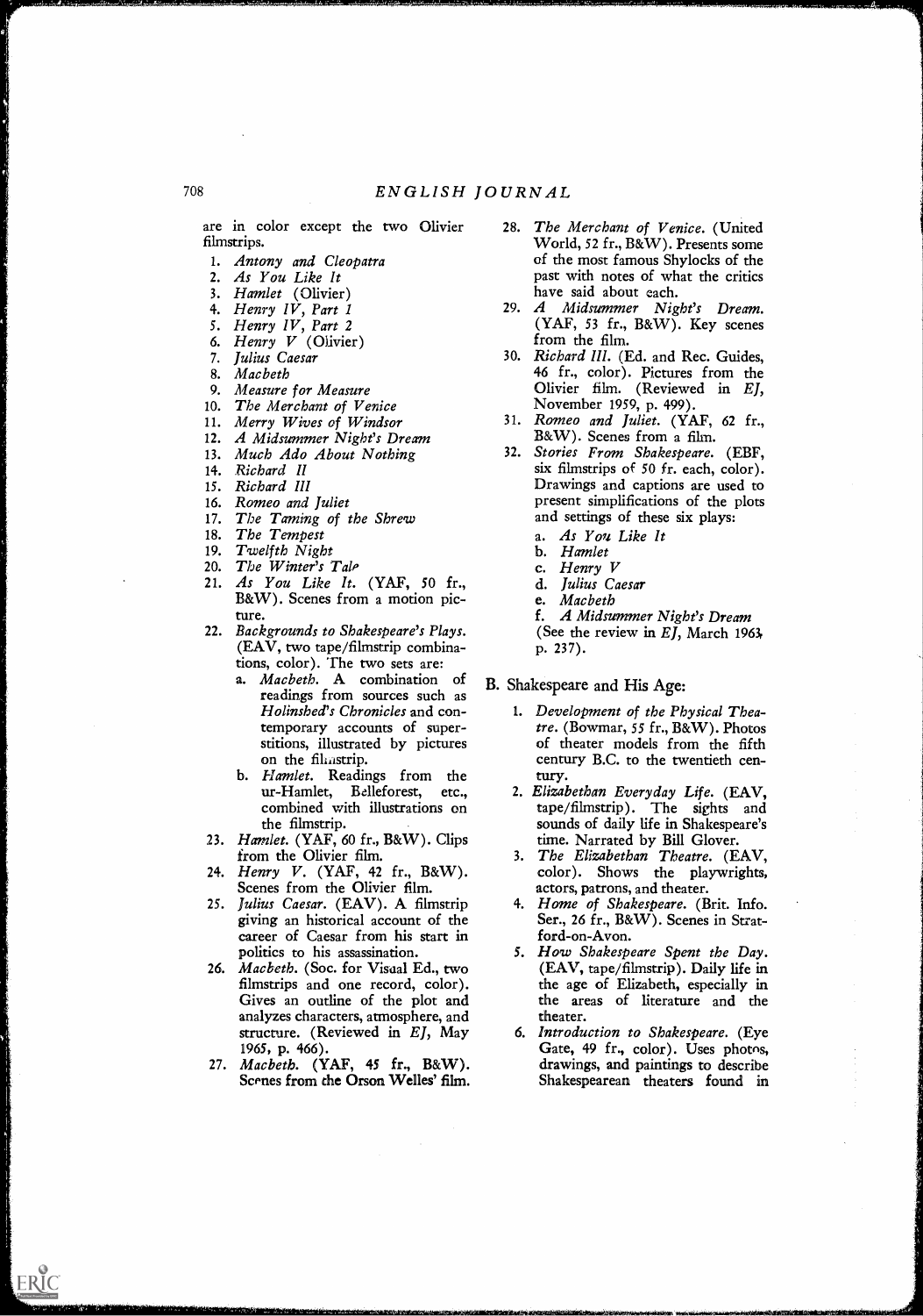are in color except the two Olivier filmstrips.

1. *Antony and Cleopatra*
2. *As You Like It*
3. *Hamlet* (Olivier)
4. *Henry IV, Part 1*
5. *Henry IV, Part 2*
6. *Henry V* (Olivier)
7. *Julius Caesar*
8. *Macbeth*
9. *Measure for Measure*
10. *The Merchant of Venice*
11. *Merry Wives of Windsor*
12. *A Midsummer Night's Dream*
13. *Much Ado About Nothing*
14. *Richard II*
15. *Richard III*
16. *Romeo and Juliet*
17. *The Taming of the Shrew*
18. *The Tempest*
19. *Twelfth Night*
20. *The Winter's Tale*
21. *As You Like It.* (YAF, 50 fr., B&W). Scenes from a motion picture.
22. *Backgrounds to Shakespeare's Plays.* (EAV, two tape/filmstrip combinations, color). The two sets are:
    a. *Macbeth.* A combination of readings from sources such as *Holinshed's Chronicles* and contemporary accounts of superstitions, illustrated by pictures on the filmstrip.
    b. *Hamlet.* Readings from the ur-Hamlet, Belleforest, etc., combined with illustrations on the filmstrip.
23. *Hamlet.* (YAF, 60 fr., B&W). Clips from the Olivier film.
24. *Henry V.* (YAF, 42 fr., B&W). Scenes from the Olivier film.
25. *Julius Caesar.* (EAV). A filmstrip giving an historical account of the career of Caesar from his start in politics to his assassination.
26. *Macbeth.* (Soc. for Visual Ed., two filmstrips and one record, color). Gives an outline of the plot and analyzes characters, atmosphere, and structure. (Reviewed in *EJ*, May 1965, p. 466).
27. *Macbeth.* (YAF, 45 fr., B&W). Scenes from the Orson Welles' film.
28. *The Merchant of Venice.* (United World, 52 fr., B&W). Presents some of the most famous Shylocks of the past with notes of what the critics have said about each.
29. *A Midsummer Night's Dream.* (YAF, 53 fr., B&W). Key scenes from the film.
30. *Richard III.* (Ed. and Rec. Guides, 46 fr., color). Pictures from the Olivier film. (Reviewed in *EJ*, November 1959, p. 499).
31. *Romeo and Juliet.* (YAF, 62 fr., B&W). Scenes from a film.
32. *Stories From Shakespeare.* (EBF, six filmstrips of 50 fr. each, color). Drawings and captions are used to present simplifications of the plots and settings of these six plays:
    a. *As You Like It*
    b. *Hamlet*
    c. *Henry V*
    d. *Julius Caesar*
    e. *Macbeth*
    f. *A Midsummer Night's Dream*

    (See the review in *EJ*, March 1963, p. 237).

## B. Shakespeare and His Age:

1. *Development of the Physical Theatre.* (Bowmar, 55 fr., B&W). Photos of theater models from the fifth century B.C. to the twentieth century.
2. *Elizabethan Everyday Life.* (EAV, tape/filmstrip). The sights and sounds of daily life in Shakespeare's time. Narrated by Bill Glover.
3. *The Elizabethan Theatre.* (EAV, color). Shows the playwrights, actors, patrons, and theater.
4. *Home of Shakespeare.* (Brit. Info. Ser., 26 fr., B&W). Scenes in Stratford-on-Avon.
5. *How Shakespeare Spent the Day.* (EAV, tape/filmstrip). Daily life in the age of Elizabeth, especially in the areas of literature and the theater.
6. *Introduction to Shakespeare.* (Eye Gate, 49 fr., color). Uses photos, drawings, and paintings to describe Shakespearean theaters found in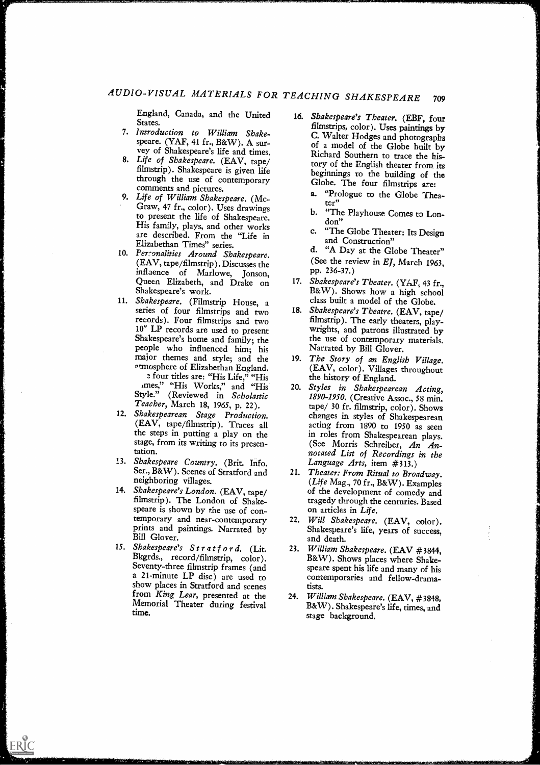England, Canada, and the United States.

7. *Introduction to William Shakespeare.* (YAF, 41 fr., B&W). A survey of Shakespeare's life and times.
8. *Life of Shakespeare.* (EAV, tape/filmstrip). Shakespeare is given life through the use of contemporary comments and pictures.
9. *Life of William Shakespeare.* (McGraw, 47 fr., color). Uses drawings to present the life of Shakespeare. His family, plays, and other works are described. From the "Life in Elizabethan Times" series.
10. *Personalities Around Shakespeare.* (EAV, tape/filmstrip). Discusses the influence of Marlowe, Jonson, Queen Elizabeth, and Drake on Shakespeare's work.
11. *Shakespeare.* (Filmstrip House, a series of four filmstrips and two records). Four filmstrips and two 10" LP records are used to present Shakespeare's home and family; the people who influenced him; his major themes and style; and the atmosphere of Elizabethan England. The four titles are: "His Life," "His Times," "His Works," and "His Style." (Reviewed in *Scholastic Teacher*, March 18, 1965, p. 22).
12. *Shakespearean Stage Production.* (EAV, tape/filmstrip). Traces all the steps in putting a play on the stage, from its writing to its presentation.
13. *Shakespeare Country.* (Brit. Info. Ser., B&W). Scenes of Stratford and neighboring villages.
14. *Shakespeare's London.* (EAV, tape/filmstrip). The London of Shakespeare is shown by the use of contemporary and near-contemporary prints and paintings. Narrated by Bill Glover.
15. *Shakespeare's Stratford.* (Lit. Bkgrds., record/filmstrip, color). Seventy-three filmstrip frames (and a 21-minute LP disc) are used to show places in Stratford and scenes from *King Lear*, presented at the Memorial Theater during festival time.
16. *Shakespeare's Theater.* (EBF, four filmstrips, color). Uses paintings by C. Walter Hodges and photographs of a model of the Globe built by Richard Southern to trace the history of the English theater from its beginnings to the building of the Globe. The four filmstrips are:
    a. "Prologue to the Globe Theater"
    b. "The Playhouse Comes to London"
    c. "The Globe Theater: Its Design and Construction"
    d. "A Day at the Globe Theater"

    (See the review in *EJ*, March 1963, pp. 236-37.)
17. *Shakespeare's Theater.* (YAF, 43 fr., B&W). Shows how a high school class built a model of the Globe.
18. *Shakespeare's Theatre.* (EAV, tape/filmstrip). The early theaters, playwrights, and patrons illustrated by the use of contemporary materials. Narrated by Bill Glover.
19. *The Story of an English Village.* (EAV, color). Villages throughout the history of England.
20. *Styles in Shakespearean Acting, 1890-1950.* (Creative Assoc., 58 min. tape/ 30 fr. filmstrip, color). Shows changes in styles of Shakespearean acting from 1890 to 1950 as seen in roles from Shakespearean plays. (See Morris Schreiber, *An Annotated List of Recordings in the Language Arts*, item #313.)
21. *Theater: From Ritual to Broadway.* (*Life* Mag., 70 fr., B&W). Examples of the development of comedy and tragedy through the centuries. Based on articles in *Life*.
22. *Will Shakespeare.* (EAV, color). Shakespeare's life, years of success, and death.
23. *William Shakespeare.* (EAV #3844, B&W). Shows places where Shakespeare spent his life and many of his contemporaries and fellow-dramatists.
24. *William Shakespeare.* (EAV, #3848, B&W). Shakespeare's life, times, and stage background.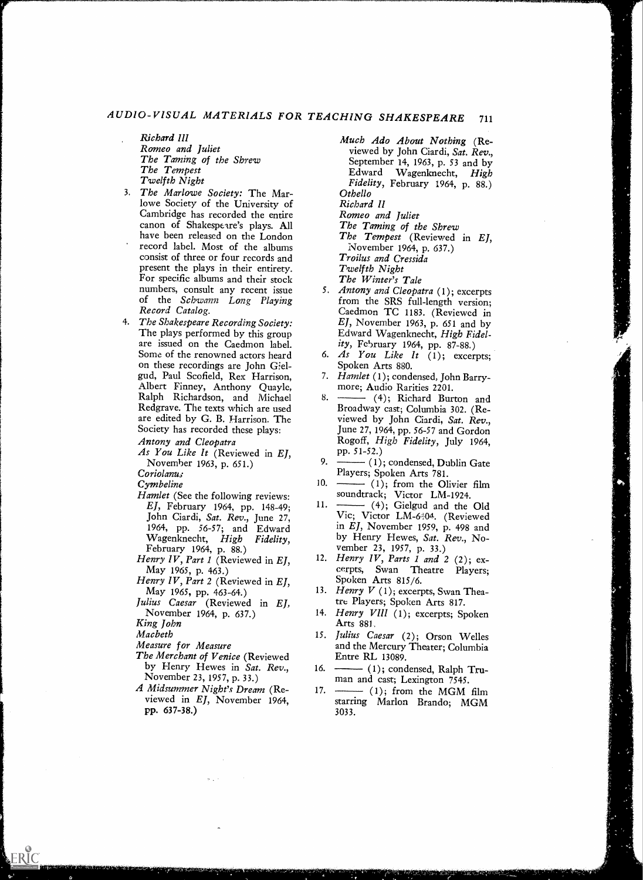*Richard III*
*Romeo and Juliet*
*The Taming of the Shrew*
*The Tempest*
*Twelfth Night*

3. *The Marlowe Society:* The Marlowe Society of the University of Cambridge has recorded the entire canon of Shakespeare's plays. All have been released on the London record label. Most of the albums consist of three or four records and present the plays in their entirety. For specific albums and their stock numbers, consult any recent issue of the *Schwann Long Playing Record Catalog.*

4. *The Shakespeare Recording Society:* The plays performed by this group are issued on the Caedmon label. Some of the renowned actors heard on these recordings are John Gielgud, Paul Scofield, Rex Harrison, Albert Finney, Anthony Quayle, Ralph Richardson, and Michael Redgrave. The texts which are used are edited by G. B. Harrison. The Society has recorded these plays:

   *Antony and Cleopatra*
   *As You Like It* (Reviewed in *EJ,* November 1963, p. 651.)
   *Coriolanus*
   *Cymbeline*
   *Hamlet* (See the following reviews: *EJ,* February 1964, pp. 148-49; John Ciardi, *Sat. Rev.,* June 27, 1964, pp. 56-57; and Edward Wagenknecht, *High Fidelity,* February 1964, p. 88.)
   *Henry IV, Part 1* (Reviewed in *EJ,* May 1965, p. 463.)
   *Henry IV, Part 2* (Reviewed in *EJ,* May 1965, pp. 463-64.)
   *Julius Caesar* (Reviewed in *EJ,* November 1964, p. 637.)
   *King John*
   *Macbeth*
   *Measure for Measure*
   *The Merchant of Venice* (Reviewed by Henry Hewes in *Sat. Rev.,* November 23, 1957, p. 33.)
   *A Midsummer Night's Dream* (Reviewed in *EJ,* November 1964, pp. 637-38.)
   *Much Ado About Nothing* (Reviewed by John Ciardi, *Sat. Rev.,* September 14, 1963, p. 53 and by Edward Wagenknecht, *High Fidelity,* February 1964, p. 88.)
   *Othello*
   *Richard II*
   *Romeo and Juliet*
   *The Taming of the Shrew*
   *The Tempest* (Reviewed in *EJ,* November 1964, p. 637.)
   *Troilus and Cressida*
   *Twelfth Night*
   *The Winter's Tale*

5. *Antony and Cleopatra* (1); excerpts from the SRS full-length version; Caedmon TC 1183. (Reviewed in *EJ,* November 1963, p. 651 and by Edward Wagenknecht, *High Fidelity,* February 1964, pp. 87-88.)
6. *As You Like It* (1); excerpts; Spoken Arts 880.
7. *Hamlet* (1); condensed, John Barrymore; Audio Rarities 2201.
8. ——— (4); Richard Burton and Broadway cast; Columbia 302. (Reviewed by John Ciardi, *Sat. Rev.,* June 27, 1964, pp. 56-57 and Gordon Rogoff, *High Fidelity,* July 1964, pp. 51-52.)
9. ——— (1); condensed, Dublin Gate Players; Spoken Arts 781.
10. ——— (1); from the Olivier film soundtrack; Victor LM-1924.
11. ——— (4); Gielgud and the Old Vic; Victor LM-6404. (Reviewed in *EJ,* November 1959, p. 498 and by Henry Hewes, *Sat. Rev.,* November 23, 1957, p. 33.)
12. *Henry IV, Parts 1 and 2* (2); excerpts, Swan Theatre Players; Spoken Arts 815/6.
13. *Henry V* (1); excerpts, Swan Theatre Players; Spoken Arts 817.
14. *Henry VIII* (1); excerpts; Spoken Arts 881.
15. *Julius Caesar* (2); Orson Welles and the Mercury Theater; Columbia Entre RL 13089.
16. ——— (1); condensed, Ralph Truman and cast; Lexington 7545.
17. ——— (1); from the MGM film starring Marlon Brando; MGM 3033.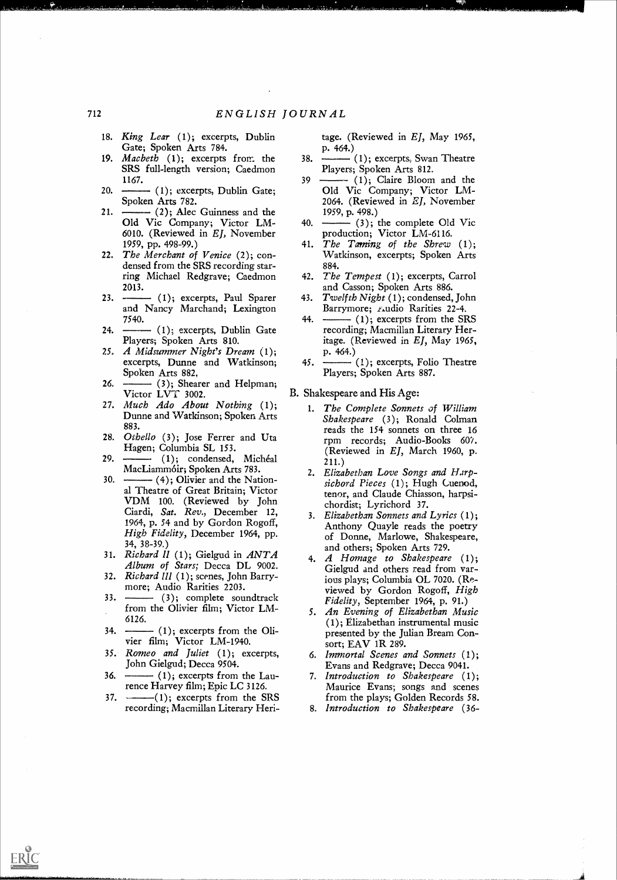18. *King Lear* (1); excerpts, Dublin Gate; Spoken Arts 784.
19. *Macbeth* (1); excerpts from the SRS full-length version; Caedmon 1167.
20. ——— (1); excerpts, Dublin Gate; Spoken Arts 782.
21. ——— (2); Alec Guinness and the Old Vic Company; Victor LM-6010. (Reviewed in *EJ*, November 1959, pp. 498-99.)
22. *The Merchant of Venice* (2); condensed from the SRS recording starring Michael Redgrave; Caedmon 2013.
23. ——— (1); excerpts, Paul Sparer and Nancy Marchand; Lexington 7540.
24. ——— (1); excerpts, Dublin Gate Players; Spoken Arts 810.
25. *A Midsummer Night's Dream* (1); excerpts, Dunne and Watkinson; Spoken Arts 882.
26. ——— (3); Shearer and Helpman; Victor LVT 3002.
27. *Much Ado About Nothing* (1); Dunne and Watkinson; Spoken Arts 883.
28. *Othello* (3); Jose Ferrer and Uta Hagen; Columbia SL 153.
29. ——— (1); condensed, Michéal MacLiammóir; Spoken Arts 783.
30. ——— (4); Olivier and the National Theatre of Great Britain; Victor VDM 100. (Reviewed by John Ciardi, *Sat. Rev.*, December 12, 1964, p. 54 and by Gordon Rogoff, *High Fidelity*, December 1964, pp. 34, 38-39.)
31. *Richard II* (1); Gielgud in *ANTA Album of Stars;* Decca DL 9002.
32. *Richard III* (1); scenes, John Barrymore; Audio Rarities 2203.
33. ——— (3); complete soundtrack from the Olivier film; Victor LM-6126.
34. ——— (1); excerpts from the Olivier film; Victor LM-1940.
35. *Romeo and Juliet* (1); excerpts, John Gielgud; Decca 9504.
36. ——— (1); excerpts from the Laurence Harvey film; Epic LC 3126.
37. ———(1); excerpts from the SRS recording; Macmillan Literary Heritage. (Reviewed in *EJ*, May 1965, p. 464.)
38. ——— (1); excerpts, Swan Theatre Players; Spoken Arts 812.
39. ——— (1); Claire Bloom and the Old Vic Company; Victor LM-2064. (Reviewed in *EJ*, November 1959, p. 498.)
40. ——— (3); the complete Old Vic production; Victor LM-6116.
41. *The Taming of the Shrew* (1); Watkinson, excerpts; Spoken Arts 884.
42. *The Tempest* (1); excerpts, Carrol and Casson; Spoken Arts 886.
43. *Twelfth Night* (1); condensed, John Barrymore; Audio Rarities 22-4.
44. ——— (1); excerpts from the SRS recording; Macmillan Literary Heritage. (Reviewed in *EJ*, May 1965, p. 464.)
45. ——— (1); excerpts, Folio Theatre Players; Spoken Arts 887.

B. Shakespeare and His Age:

1. *The Complete Sonnets of William Shakespeare* (3); Ronald Colman reads the 154 sonnets on three 16 rpm records; Audio-Books 607. (Reviewed in *EJ*, March 1960, p. 211.)
2. *Elizabethan Love Songs and Harpsichord Pieces* (1); Hugh Cuenod, tenor, and Claude Chiasson, harpsichordist; Lyrichord 37.
3. *Elizabethan Sonnets and Lyrics* (1); Anthony Quayle reads the poetry of Donne, Marlowe, Shakespeare, and others; Spoken Arts 729.
4. *A Homage to Shakespeare* (1); Gielgud and others read from various plays; Columbia OL 7020. (Reviewed by Gordon Rogoff, *High Fidelity*, September 1964, p. 91.)
5. *An Evening of Elizabethan Music* (1); Elizabethan instrumental music presented by the Julian Bream Consort; EAV 1R 289.
6. *Immortal Scenes and Sonnets* (1); Evans and Redgrave; Decca 9041.
7. *Introduction to Shakespeare* (1); Maurice Evans; songs and scenes from the plays; Golden Records 58.
8. *Introduction to Shakespeare* (36-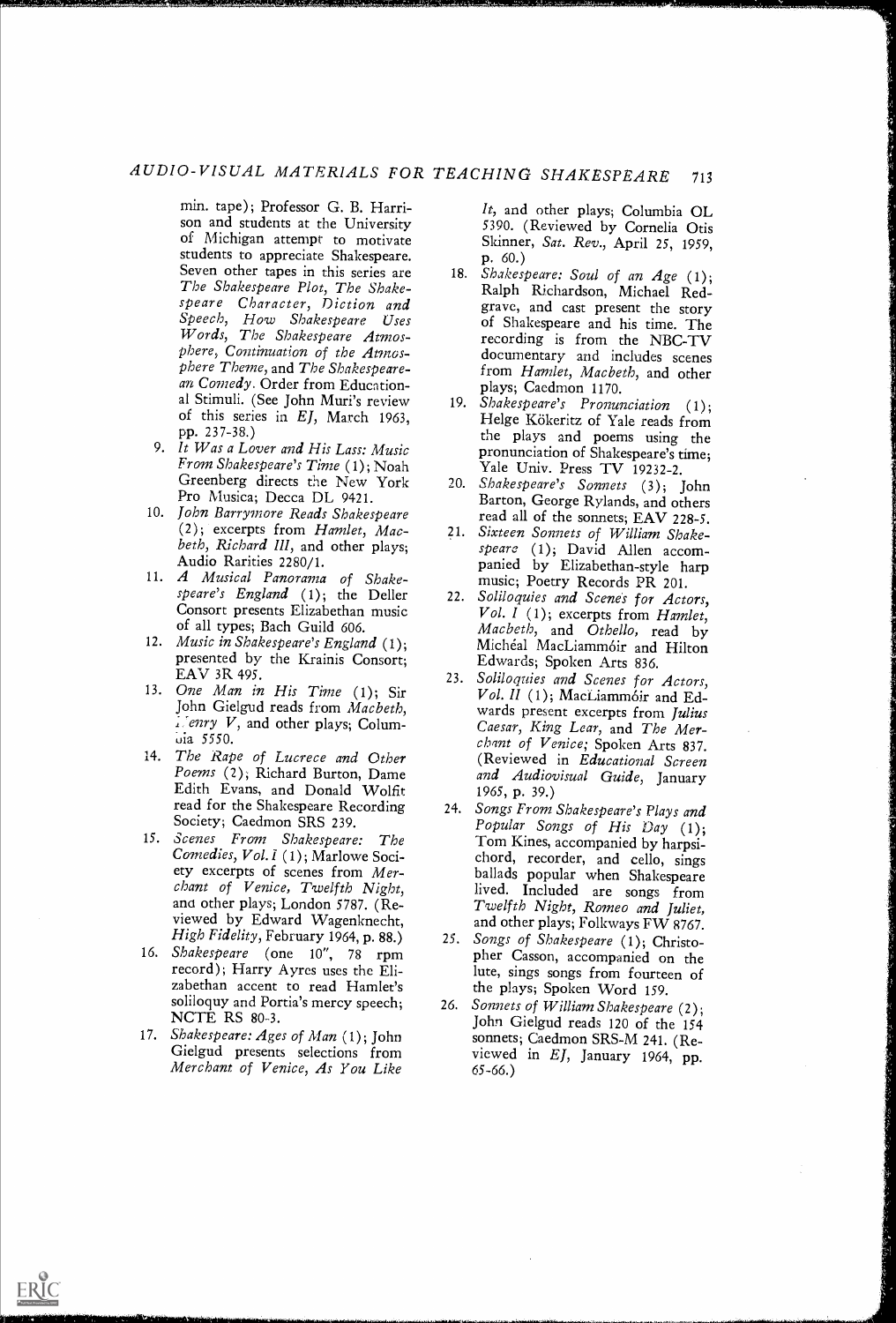min. tape); Professor G. B. Harrison and students at the University of Michigan attempt to motivate students to appreciate Shakespeare. Seven other tapes in this series are *The Shakespeare Plot, The Shakespeare Character, Diction and Speech, How Shakespeare Uses Words, The Shakespeare Atmosphere, Continuation of the Atmosphere Theme,* and *The Shakespearean Comedy*. Order from Educational Stimuli. (See John Muri's review of this series in *EJ,* March 1963, pp. 237-38.)

9. *It Was a Lover and His Lass: Music From Shakespeare's Time* (1); Noah Greenberg directs the New York Pro Musica; Decca DL 9421.
10. *John Barrymore Reads Shakespeare* (2); excerpts from *Hamlet, Macbeth, Richard III,* and other plays; Audio Rarities 2280/1.
11. *A Musical Panorama of Shakespeare's England* (1); the Deller Consort presents Elizabethan music of all types; Bach Guild 606.
12. *Music in Shakespeare's England* (1); presented by the Krainis Consort; EAV 3R 495.
13. *One Man in His Time* (1); Sir John Gielgud reads from *Macbeth, Henry V,* and other plays; Columbia 5550.
14. *The Rape of Lucrece and Other Poems* (2); Richard Burton, Dame Edith Evans, and Donald Wolfit read for the Shakespeare Recording Society; Caedmon SRS 239.
15. *Scenes From Shakespeare: The Comedies, Vol. I* (1); Marlowe Society excerpts of scenes from *Merchant of Venice, Twelfth Night,* and other plays; London 5787. (Reviewed by Edward Wagenknecht, *High Fidelity,* February 1964, p. 88.)
16. *Shakespeare* (one 10", 78 rpm record); Harry Ayres uses the Elizabethan accent to read Hamlet's soliloquy and Portia's mercy speech; NCTE RS 80-3.
17. *Shakespeare: Ages of Man* (1); John Gielgud presents selections from *Merchant of Venice, As You Like It,* and other plays; Columbia OL 5390. (Reviewed by Cornelia Otis Skinner, *Sat. Rev.,* April 25, 1959, p. 60.)
18. *Shakespeare: Soul of an Age* (1); Ralph Richardson, Michael Redgrave, and cast present the story of Shakespeare and his time. The recording is from the NBC-TV documentary and includes scenes from *Hamlet, Macbeth,* and other plays; Caedmon 1170.
19. *Shakespeare's Pronunciation* (1); Helge Kökeritz of Yale reads from the plays and poems using the pronunciation of Shakespeare's time; Yale Univ. Press TV 19232-2.
20. *Shakespeare's Sonnets* (3); John Barton, George Rylands, and others read all of the sonnets; EAV 228-5.
21. *Sixteen Sonnets of William Shakespeare* (1); David Allen accompanied by Elizabethan-style harp music; Poetry Records PR 201.
22. *Soliloquies and Scenes for Actors, Vol. I* (1); excerpts from *Hamlet, Macbeth,* and *Othello,* read by Michéal MacLiammóir and Hilton Edwards; Spoken Arts 836.
23. *Soliloquies and Scenes for Actors, Vol. II* (1); MacLiammóir and Edwards present excerpts from *Julius Caesar, King Lear,* and *The Merchant of Venice;* Spoken Arts 837. (Reviewed in *Educational Screen and Audiovisual Guide,* January 1965, p. 39.)
24. *Songs From Shakespeare's Plays and Popular Songs of His Day* (1); Tom Kines, accompanied by harpsichord, recorder, and cello, sings ballads popular when Shakespeare lived. Included are songs from *Twelfth Night, Romeo and Juliet,* and other plays; Folkways FW 8767.
25. *Songs of Shakespeare* (1); Christopher Casson, accompanied on the lute, sings songs from fourteen of the plays; Spoken Word 159.
26. *Sonnets of William Shakespeare* (2); John Gielgud reads 120 of the 154 sonnets; Caedmon SRS-M 241. (Reviewed in *EJ,* January 1964, pp. 65-66.)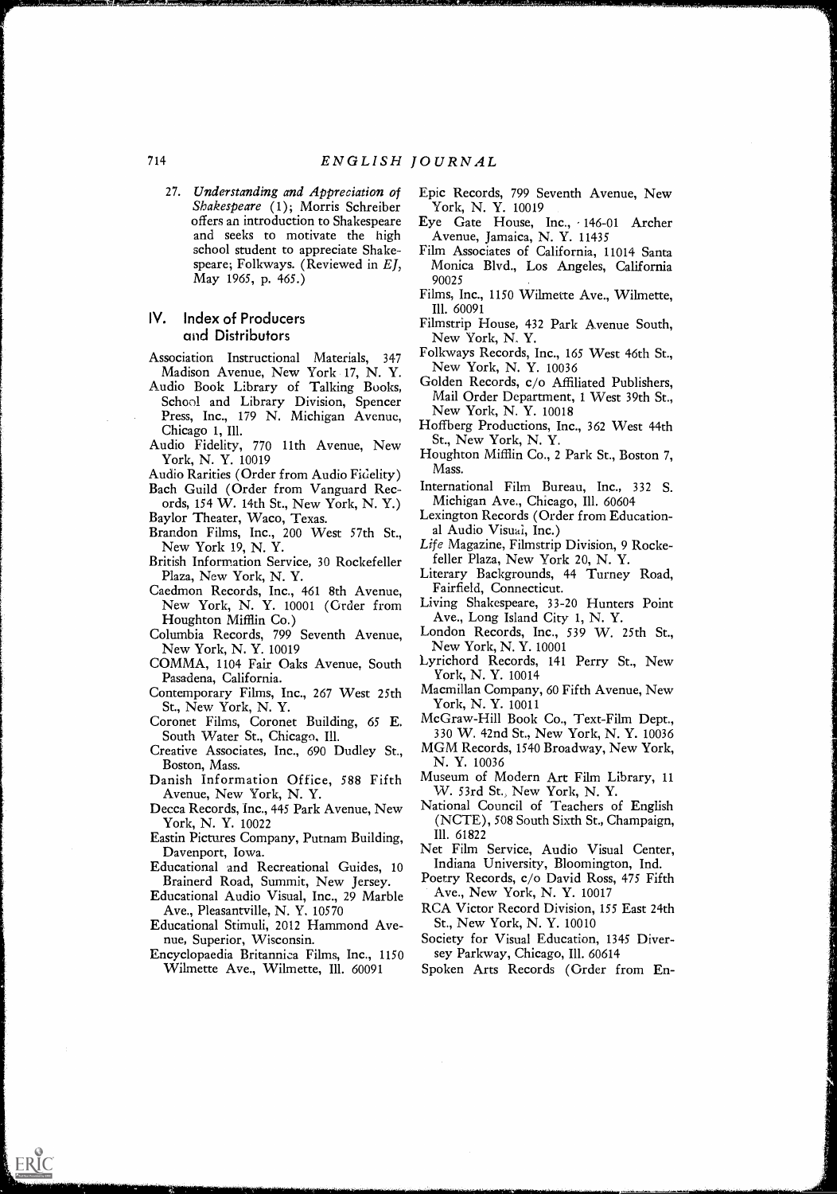27. *Understanding and Appreciation of Shakespeare* (1); Morris Schreiber offers an introduction to Shakespeare and seeks to motivate the high school student to appreciate Shakespeare; Folkways. (Reviewed in *EJ*, May 1965, p. 465.)

## IV. Index of Producers and Distributors

Association Instructional Materials, 347 Madison Avenue, New York 17, N. Y.

Audio Book Library of Talking Books, School and Library Division, Spencer Press, Inc., 179 N. Michigan Avenue, Chicago 1, Ill.

Audio Fidelity, 770 11th Avenue, New York, N. Y. 10019

Audio Rarities (Order from Audio Fidelity)

Bach Guild (Order from Vanguard Records, 154 W. 14th St., New York, N. Y.)

Baylor Theater, Waco, Texas.

Brandon Films, Inc., 200 West 57th St., New York 19, N. Y.

British Information Service, 30 Rockefeller Plaza, New York, N. Y.

Caedmon Records, Inc., 461 8th Avenue, New York, N. Y. 10001 (Order from Houghton Mifflin Co.)

Columbia Records, 799 Seventh Avenue, New York, N. Y. 10019

COMMA, 1104 Fair Oaks Avenue, South Pasadena, California.

Contemporary Films, Inc., 267 West 25th St., New York, N. Y.

Coronet Films, Coronet Building, 65 E. South Water St., Chicago, Ill.

Creative Associates, Inc., 690 Dudley St., Boston, Mass.

Danish Information Office, 588 Fifth Avenue, New York, N. Y.

Decca Records, Inc., 445 Park Avenue, New York, N. Y. 10022

Eastin Pictures Company, Putnam Building, Davenport, Iowa.

Educational and Recreational Guides, 10 Brainerd Road, Summit, New Jersey.

Educational Audio Visual, Inc., 29 Marble Ave., Pleasantville, N. Y. 10570

Educational Stimuli, 2012 Hammond Avenue, Superior, Wisconsin.

Encyclopaedia Britannica Films, Inc., 1150 Wilmette Ave., Wilmette, Ill. 60091

Epic Records, 799 Seventh Avenue, New York, N. Y. 10019

Eye Gate House, Inc., 146-01 Archer Avenue, Jamaica, N. Y. 11435

Film Associates of California, 11014 Santa Monica Blvd., Los Angeles, California 90025

Films, Inc., 1150 Wilmette Ave., Wilmette, Ill. 60091

Filmstrip House, 432 Park Avenue South, New York, N. Y.

Folkways Records, Inc., 165 West 46th St., New York, N. Y. 10036

Golden Records, c/o Affiliated Publishers, Mail Order Department, 1 West 39th St., New York, N. Y. 10018

Hoffberg Productions, Inc., 362 West 44th St., New York, N. Y.

Houghton Mifflin Co., 2 Park St., Boston 7, Mass.

International Film Bureau, Inc., 332 S. Michigan Ave., Chicago, Ill. 60604

Lexington Records (Order from Educational Audio Visual, Inc.)

*Life* Magazine, Filmstrip Division, 9 Rockefeller Plaza, New York 20, N. Y.

Literary Backgrounds, 44 Turney Road, Fairfield, Connecticut.

Living Shakespeare, 33-20 Hunters Point Ave., Long Island City 1, N. Y.

London Records, Inc., 539 W. 25th St., New York, N. Y. 10001

Lyrichord Records, 141 Perry St., New York, N. Y. 10014

Macmillan Company, 60 Fifth Avenue, New York, N. Y. 10011

McGraw-Hill Book Co., Text-Film Dept., 330 W. 42nd St., New York, N. Y. 10036

MGM Records, 1540 Broadway, New York, N. Y. 10036

Museum of Modern Art Film Library, 11 W. 53rd St., New York, N. Y.

National Council of Teachers of English (NCTE), 508 South Sixth St., Champaign, Ill. 61822

Net Film Service, Audio Visual Center, Indiana University, Bloomington, Ind.

Poetry Records, c/o David Ross, 475 Fifth Ave., New York, N. Y. 10017

RCA Victor Record Division, 155 East 24th St., New York, N. Y. 10010

Society for Visual Education, 1345 Diversey Parkway, Chicago, Ill. 60614

Spoken Arts Records (Order from En-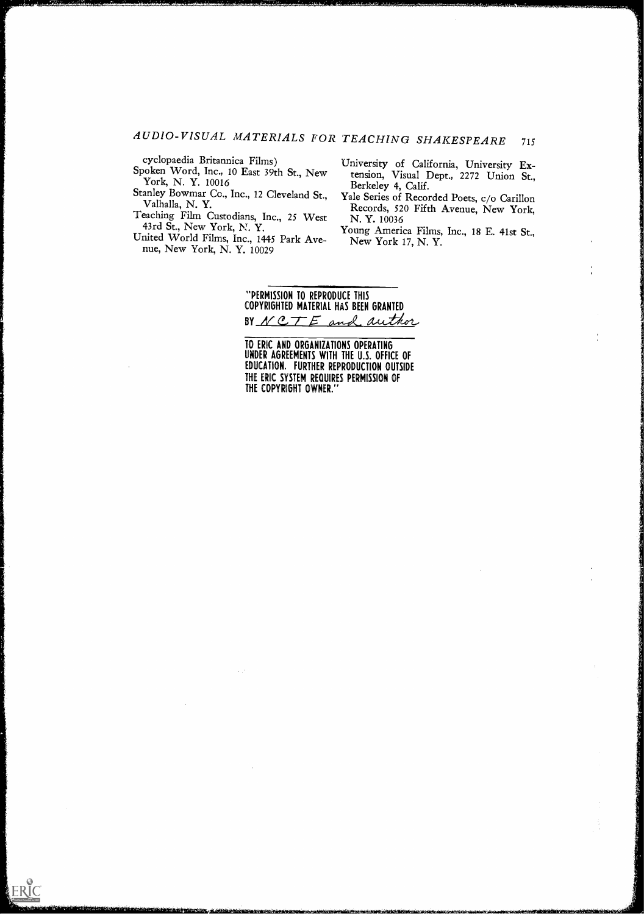cyclopaedia Britannica Films)

Spoken Word, Inc., 10 East 39th St., New York, N. Y. 10016

Stanley Bowmar Co., Inc., 12 Cleveland St., Valhalla, N. Y.

Teaching Film Custodians, Inc., 25 West 43rd St., New York, N. Y.

United World Films, Inc., 1445 Park Avenue, New York, N. Y. 10029

University of California, University Extension, Visual Dept., 2272 Union St., Berkeley 4, Calif.

Yale Series of Recorded Poets, c/o Carillon Records, 520 Fifth Avenue, New York, N. Y. 10036

Young America Films, Inc., 18 E. 41st St., New York 17, N. Y.

"PERMISSION TO REPRODUCE THIS COPYRIGHTED MATERIAL HAS BEEN GRANTED BY NCTE and author

TO ERIC AND ORGANIZATIONS OPERATING UNDER AGREEMENTS WITH THE U.S. OFFICE OF EDUCATION. FURTHER REPRODUCTION OUTSIDE THE ERIC SYSTEM REQUIRES PERMISSION OF THE COPYRIGHT OWNER."